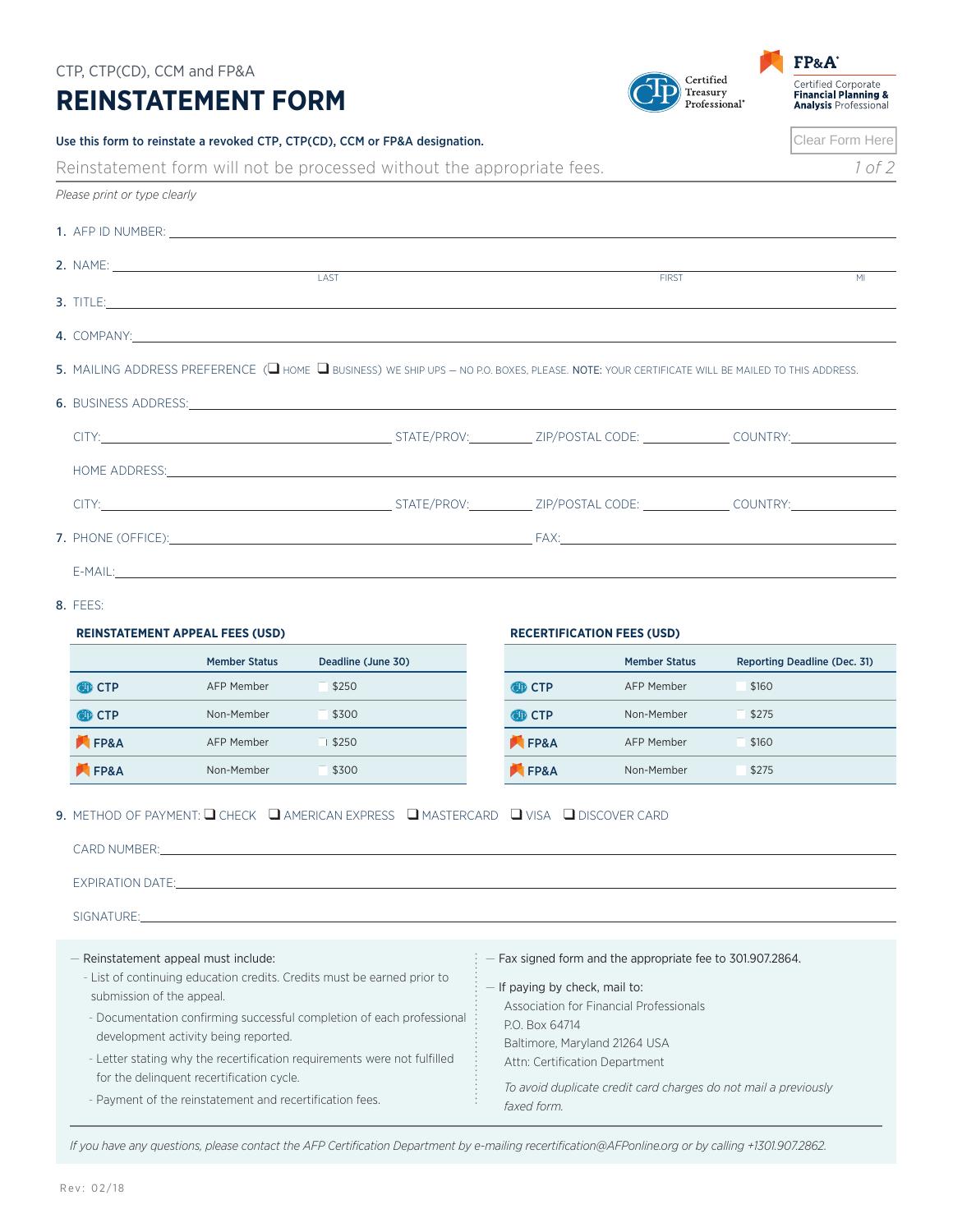CTP, CTP(CD), CCM and FP&A

# REINSTATEMENT FORM

**Use this form to reinstate a revoked CTP, CTP(CD), CCM or FP&A designation.**

Reinstatement form will not be processed without the appropriate fees.

*Please print or type clearly*

1. AFP ID NUMBER: ____________________

2. NAME: ____________________ LAST ____________________ FIRST ____ MI

3. TITLE: ____________________

4. COMPANY: ____________________

5. MAILING ADDRESS PREFERENCE (❑ HOME ❑ BUSINESS) WE SHIP UPS — NO P.O. BOXES, PLEASE. **NOTE:** YOUR CERTIFICATE WILL BE MAILED TO THIS ADDRESS.

6. BUSINESS ADDRESS: ____________________

   CITY: __________ STATE/PROV: __________ ZIP/POSTAL CODE: __________ COUNTRY: __________

   HOME ADDRESS: ____________________

   CITY: __________ STATE/PROV: __________ ZIP/POSTAL CODE: __________ COUNTRY: __________

7. PHONE (OFFICE): ____________________ FAX: ____________________

   E-MAIL: ____________________

8. FEES:

**REINSTATEMENT APPEAL FEES (USD)**

| | Member Status | Deadline (June 30) |
|---|---|---|
| CTP | AFP Member | ❑ $250 |
| CTP | Non-Member | ❑ $300 |
| FP&A | AFP Member | ❑ $250 |
| FP&A | Non-Member | ❑ $300 |

**RECERTIFICATION FEES (USD)**

| | Member Status | Reporting Deadline (Dec. 31) |
|---|---|---|
| CTP | AFP Member | ❑ $160 |
| CTP | Non-Member | ❑ $275 |
| FP&A | AFP Member | ❑ $160 |
| FP&A | Non-Member | ❑ $275 |

9. METHOD OF PAYMENT: ❑ CHECK ❑ AMERICAN EXPRESS ❑ MASTERCARD ❑ VISA ❑ DISCOVER CARD

   CARD NUMBER: ____________________

   EXPIRATION DATE: ____________________

   SIGNATURE: ____________________

— Reinstatement appeal must include:
- List of continuing education credits. Credits must be earned prior to submission of the appeal.
- Documentation confirming successful completion of each professional development activity being reported.
- Letter stating why the recertification requirements were not fulfilled for the delinquent recertification cycle.
- Payment of the reinstatement and recertification fees.

— Fax signed form and the appropriate fee to 301.907.2864.

— If paying by check, mail to:

Association for Financial Professionals
P.O. Box 64714
Baltimore, Maryland 21264 USA
Attn: Certification Department

*To avoid duplicate credit card charges do not mail a previously faxed form.*

*If you have any questions, please contact the AFP Certification Department by e-mailing recertification@AFPonline.org or by calling +1301.907.2862.*

Rev: 02/18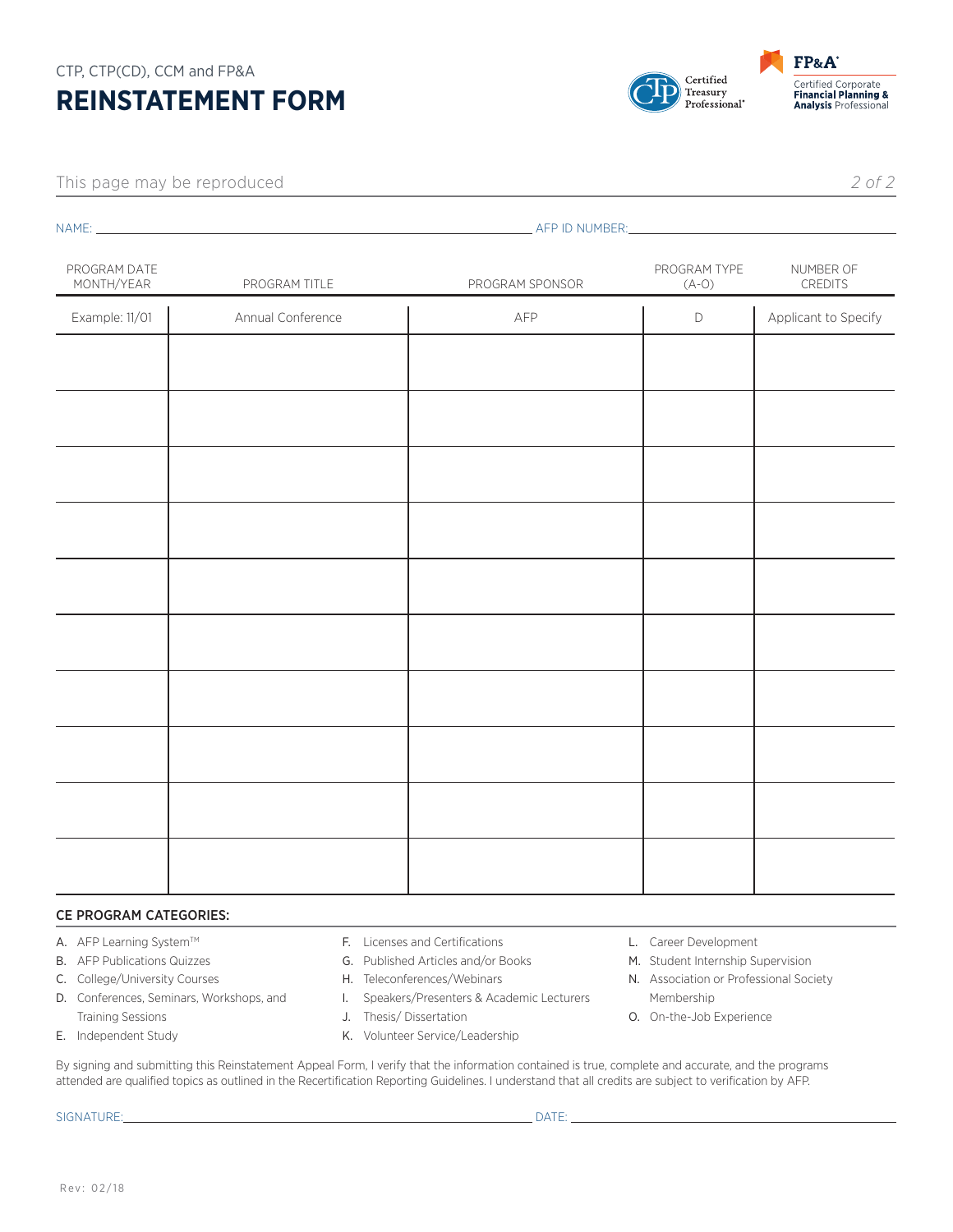CTP, CTP(CD), CCM and FP&A

# REINSTATEMENT FORM

Certified Treasury Professional®

FP&A® Certified Corporate Financial Planning & Analysis Professional

This page may be reproduced

NAME: ______________________ AFP ID NUMBER: ______________________

| PROGRAM DATE MONTH/YEAR | PROGRAM TITLE | PROGRAM SPONSOR | PROGRAM TYPE (A-O) | NUMBER OF CREDITS |
|---|---|---|---|---|
| Example: 11/01 | Annual Conference | AFP | D | Applicant to Specify |
| | | | | |
| | | | | |
| | | | | |
| | | | | |
| | | | | |
| | | | | |
| | | | | |
| | | | | |
| | | | | |
| | | | | |

**CE PROGRAM CATEGORIES:**

A. AFP Learning System™
B. AFP Publications Quizzes
C. College/University Courses
D. Conferences, Seminars, Workshops, and Training Sessions
E. Independent Study
F. Licenses and Certifications
G. Published Articles and/or Books
H. Teleconferences/Webinars
I. Speakers/Presenters & Academic Lecturers
J. Thesis/ Dissertation
K. Volunteer Service/Leadership
L. Career Development
M. Student Internship Supervision
N. Association or Professional Society Membership
O. On-the-Job Experience

By signing and submitting this Reinstatement Appeal Form, I verify that the information contained is true, complete and accurate, and the programs attended are qualified topics as outlined in the Recertification Reporting Guidelines. I understand that all credits are subject to verification by AFP.

SIGNATURE: ______________________ DATE: ______________________

Rev: 02/18